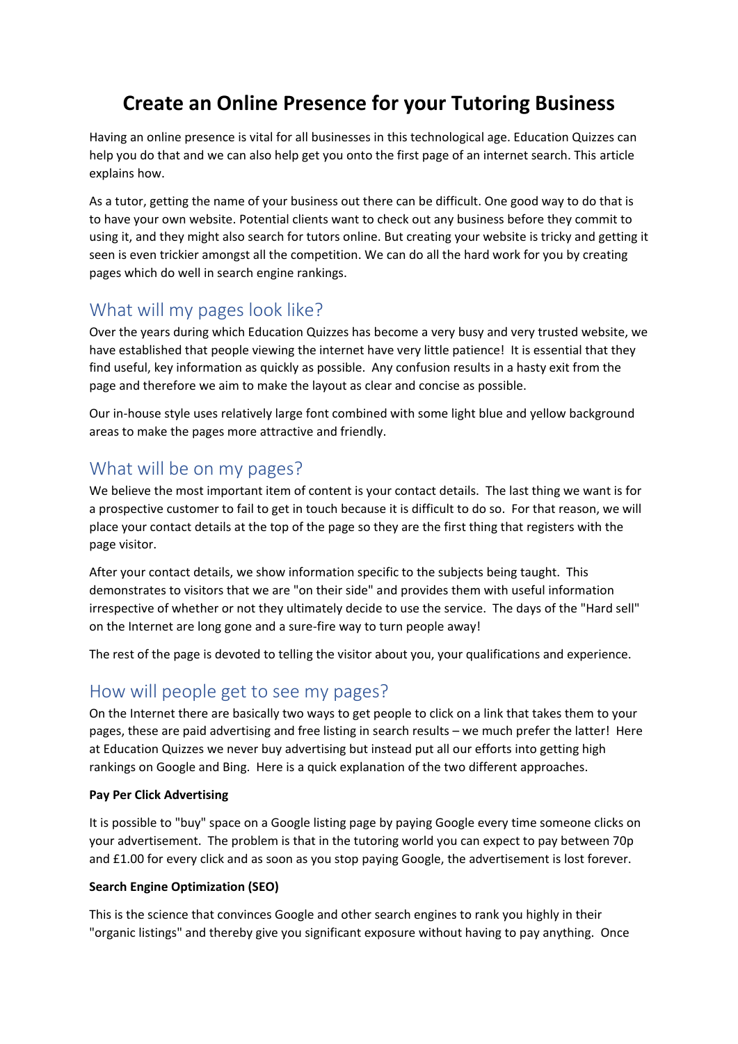# Create an Online Presence for your Tutoring Business

Having an online presence is vital for all businesses in this technological age. Education Quizzes can help you do that and we can also help get you onto the first page of an internet search. This article explains how.

As a tutor, getting the name of your business out there can be difficult. One good way to do that is to have your own website. Potential clients want to check out any business before they commit to using it, and they might also search for tutors online. But creating your website is tricky and getting it seen is even trickier amongst all the competition. We can do all the hard work for you by creating pages which do well in search engine rankings.

## What will my pages look like?

Over the years during which Education Quizzes has become a very busy and very trusted website, we have established that people viewing the internet have very little patience! It is essential that they find useful, key information as quickly as possible. Any confusion results in a hasty exit from the page and therefore we aim to make the layout as clear and concise as possible.

Our in-house style uses relatively large font combined with some light blue and yellow background areas to make the pages more attractive and friendly.

## What will be on my pages?

We believe the most important item of content is your contact details. The last thing we want is for a prospective customer to fail to get in touch because it is difficult to do so. For that reason, we will place your contact details at the top of the page so they are the first thing that registers with the page visitor.

After your contact details, we show information specific to the subjects being taught. This demonstrates to visitors that we are "on their side" and provides them with useful information irrespective of whether or not they ultimately decide to use the service. The days of the "Hard sell" on the Internet are long gone and a sure-fire way to turn people away!

The rest of the page is devoted to telling the visitor about you, your qualifications and experience.

## How will people get to see my pages?

On the Internet there are basically two ways to get people to click on a link that takes them to your pages, these are paid advertising and free listing in search results – we much prefer the latter! Here at Education Quizzes we never buy advertising but instead put all our efforts into getting high rankings on Google and Bing. Here is a quick explanation of the two different approaches.

**Pay Per Click Advertising**

It is possible to "buy" space on a Google listing page by paying Google every time someone clicks on your advertisement. The problem is that in the tutoring world you can expect to pay between 70p and £1.00 for every click and as soon as you stop paying Google, the advertisement is lost forever.

**Search Engine Optimization (SEO)**

This is the science that convinces Google and other search engines to rank you highly in their "organic listings" and thereby give you significant exposure without having to pay anything. Once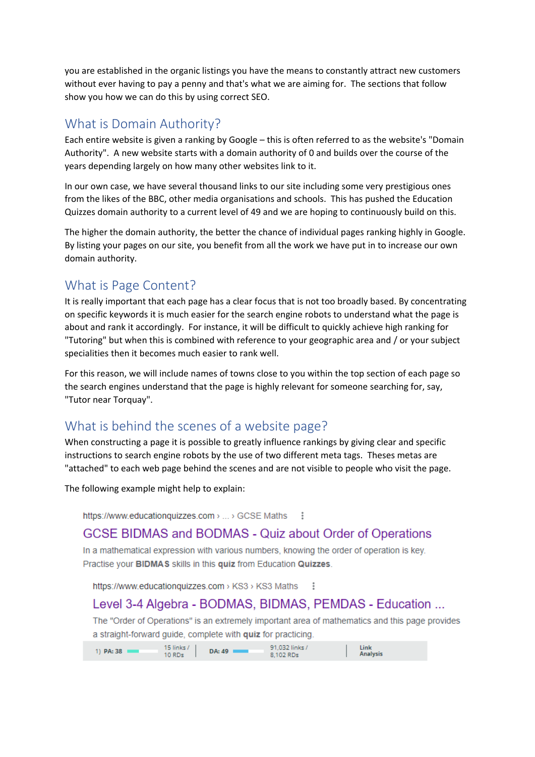you are established in the organic listings you have the means to constantly attract new customers without ever having to pay a penny and that's what we are aiming for. The sections that follow show you how we can do this by using correct SEO.

## What is Domain Authority?

Each entire website is given a ranking by Google – this is often referred to as the website's "Domain Authority". A new website starts with a domain authority of 0 and builds over the course of the years depending largely on how many other websites link to it.

In our own case, we have several thousand links to our site including some very prestigious ones from the likes of the BBC, other media organisations and schools. This has pushed the Education Quizzes domain authority to a current level of 49 and we are hoping to continuously build on this.

The higher the domain authority, the better the chance of individual pages ranking highly in Google. By listing your pages on our site, you benefit from all the work we have put in to increase our own domain authority.

## What is Page Content?

It is really important that each page has a clear focus that is not too broadly based. By concentrating on specific keywords it is much easier for the search engine robots to understand what the page is about and rank it accordingly. For instance, it will be difficult to quickly achieve high ranking for "Tutoring" but when this is combined with reference to your geographic area and / or your subject specialities then it becomes much easier to rank well.

For this reason, we will include names of towns close to you within the top section of each page so the search engines understand that the page is highly relevant for someone searching for, say, "Tutor near Torquay".

## What is behind the scenes of a website page?

When constructing a page it is possible to greatly influence rankings by giving clear and specific instructions to search engine robots by the use of two different meta tags. Theses metas are "attached" to each web page behind the scenes and are not visible to people who visit the page.

The following example might help to explain:

https://www.educationquizzes.com › ... › GCSE Maths

GCSE BIDMAS and BODMAS - Quiz about Order of Operations

In a mathematical expression with various numbers, knowing the order of operation is key. Practise your **BIDMAS** skills in this **quiz** from Education **Quizzes**.

https://www.educationquizzes.com › KS3 › KS3 Maths

Level 3-4 Algebra - BODMAS, BIDMAS, PEMDAS - Education ...

The "Order of Operations" is an extremely important area of mathematics and this page provides a straight-forward guide, complete with **quiz** for practicing.

1) PA: 38 | 15 links / 10 RDs | DA: 49 | 91,032 links / 8,102 RDs | Link Analysis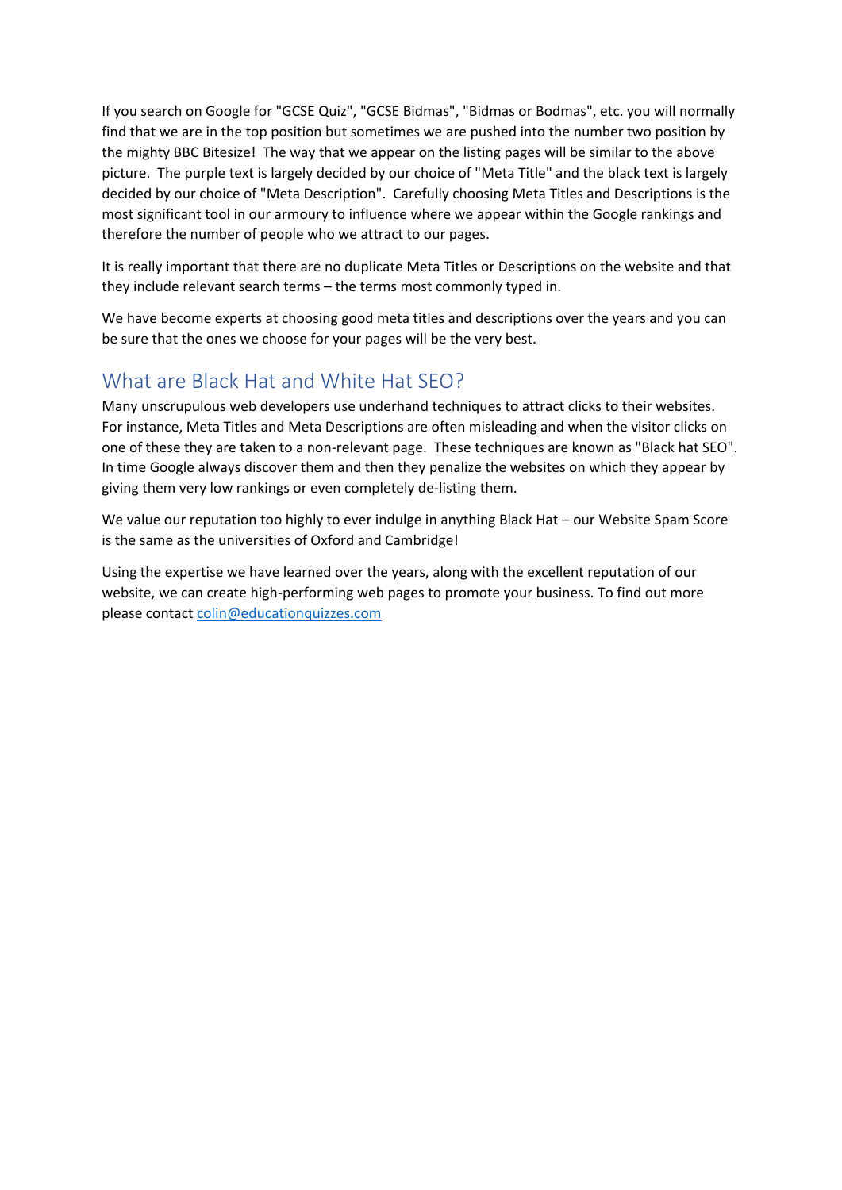If you search on Google for "GCSE Quiz", "GCSE Bidmas", "Bidmas or Bodmas", etc. you will normally find that we are in the top position but sometimes we are pushed into the number two position by the mighty BBC Bitesize! The way that we appear on the listing pages will be similar to the above picture. The purple text is largely decided by our choice of "Meta Title" and the black text is largely decided by our choice of "Meta Description". Carefully choosing Meta Titles and Descriptions is the most significant tool in our armoury to influence where we appear within the Google rankings and therefore the number of people who we attract to our pages.

It is really important that there are no duplicate Meta Titles or Descriptions on the website and that they include relevant search terms – the terms most commonly typed in.

We have become experts at choosing good meta titles and descriptions over the years and you can be sure that the ones we choose for your pages will be the very best.

## What are Black Hat and White Hat SEO?

Many unscrupulous web developers use underhand techniques to attract clicks to their websites. For instance, Meta Titles and Meta Descriptions are often misleading and when the visitor clicks on one of these they are taken to a non-relevant page. These techniques are known as "Black hat SEO". In time Google always discover them and then they penalize the websites on which they appear by giving them very low rankings or even completely de-listing them.

We value our reputation too highly to ever indulge in anything Black Hat – our Website Spam Score is the same as the universities of Oxford and Cambridge!

Using the expertise we have learned over the years, along with the excellent reputation of our website, we can create high-performing web pages to promote your business. To find out more please contact colin@educationquizzes.com